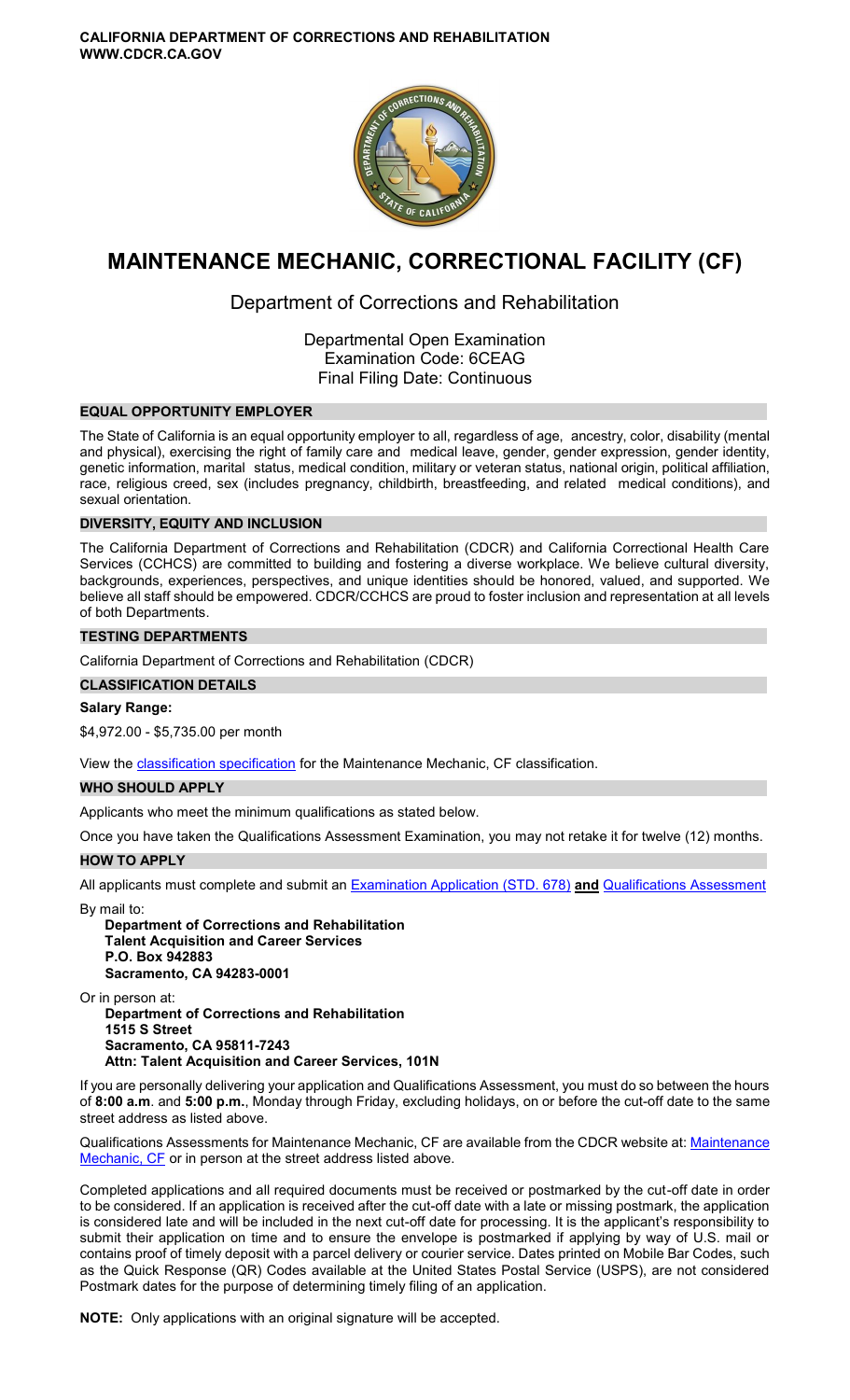**CALIFORNIA DEPARTMENT OF CORRECTIONS AND REHABILITATION**
**WWW.CDCR.CA.GOV**

# MAINTENANCE MECHANIC, CORRECTIONAL FACILITY (CF)

## Department of Corrections and Rehabilitation

Departmental Open Examination
Examination Code: 6CEAG
Final Filing Date: Continuous

### EQUAL OPPORTUNITY EMPLOYER

The State of California is an equal opportunity employer to all, regardless of age, ancestry, color, disability (mental and physical), exercising the right of family care and medical leave, gender, gender expression, gender identity, genetic information, marital status, medical condition, military or veteran status, national origin, political affiliation, race, religious creed, sex (includes pregnancy, childbirth, breastfeeding, and related medical conditions), and sexual orientation.

### DIVERSITY, EQUITY AND INCLUSION

The California Department of Corrections and Rehabilitation (CDCR) and California Correctional Health Care Services (CCHCS) are committed to building and fostering a diverse workplace. We believe cultural diversity, backgrounds, experiences, perspectives, and unique identities should be honored, valued, and supported. We believe all staff should be empowered. CDCR/CCHCS are proud to foster inclusion and representation at all levels of both Departments.

### TESTING DEPARTMENTS

California Department of Corrections and Rehabilitation (CDCR)

### CLASSIFICATION DETAILS

**Salary Range:**

$4,972.00 - $5,735.00 per month

View the classification specification for the Maintenance Mechanic, CF classification.

### WHO SHOULD APPLY

Applicants who meet the minimum qualifications as stated below.

Once you have taken the Qualifications Assessment Examination, you may not retake it for twelve (12) months.

### HOW TO APPLY

All applicants must complete and submit an Examination Application (STD. 678) **and** Qualifications Assessment

By mail to:

**Department of Corrections and Rehabilitation**
**Talent Acquisition and Career Services**
**P.O. Box 942883**
**Sacramento, CA 94283-0001**

Or in person at:

**Department of Corrections and Rehabilitation**
**1515 S Street**
**Sacramento, CA 95811-7243**
**Attn: Talent Acquisition and Career Services, 101N**

If you are personally delivering your application and Qualifications Assessment, you must do so between the hours of **8:00 a.m**. and **5:00 p.m.**, Monday through Friday, excluding holidays, on or before the cut-off date to the same street address as listed above.

Qualifications Assessments for Maintenance Mechanic, CF are available from the CDCR website at: Maintenance Mechanic, CF or in person at the street address listed above.

Completed applications and all required documents must be received or postmarked by the cut-off date in order to be considered. If an application is received after the cut-off date with a late or missing postmark, the application is considered late and will be included in the next cut-off date for processing. It is the applicant's responsibility to submit their application on time and to ensure the envelope is postmarked if applying by way of U.S. mail or contains proof of timely deposit with a parcel delivery or courier service. Dates printed on Mobile Bar Codes, such as the Quick Response (QR) Codes available at the United States Postal Service (USPS), are not considered Postmark dates for the purpose of determining timely filing of an application.

**NOTE:** Only applications with an original signature will be accepted.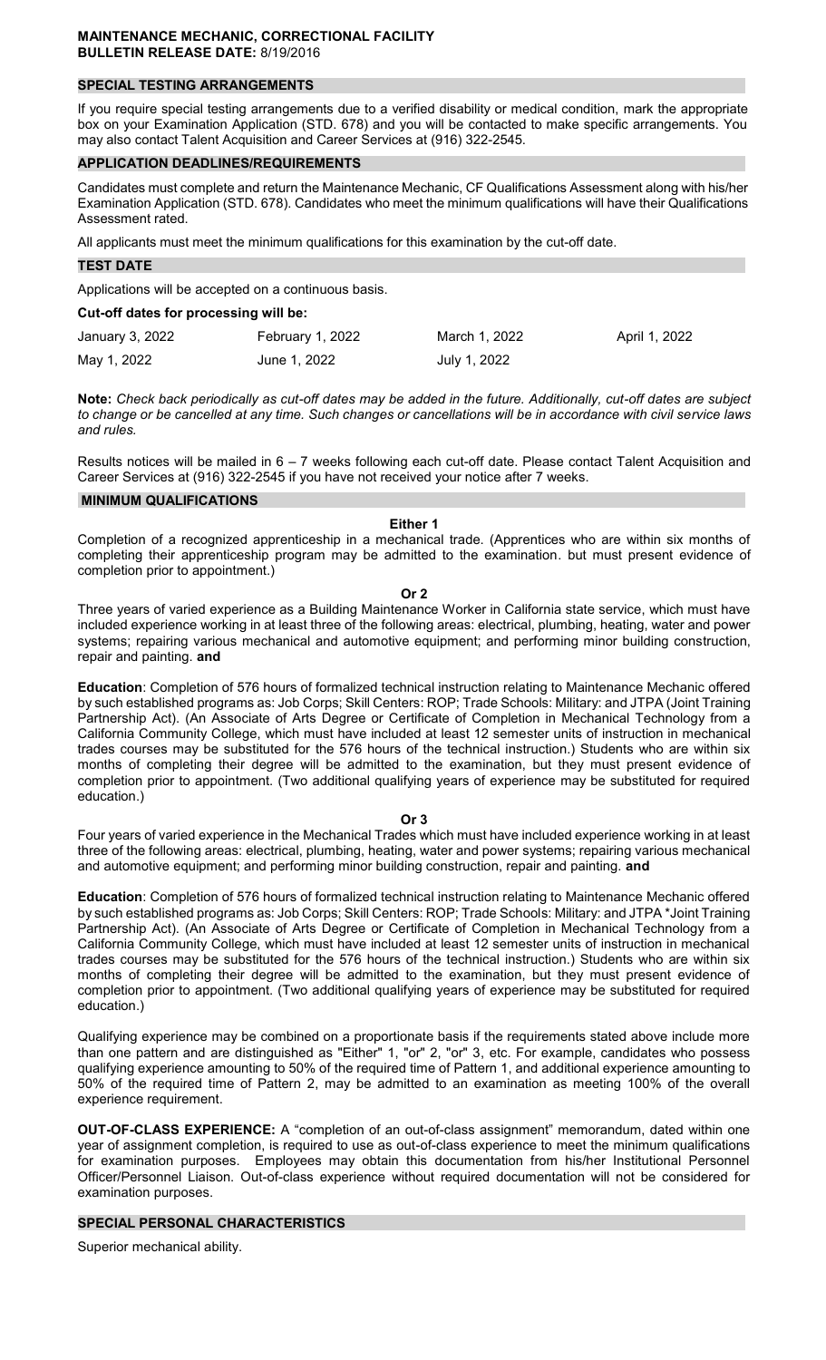**MAINTENANCE MECHANIC, CORRECTIONAL FACILITY**
**BULLETIN RELEASE DATE:** 8/19/2016

## SPECIAL TESTING ARRANGEMENTS

If you require special testing arrangements due to a verified disability or medical condition, mark the appropriate box on your Examination Application (STD. 678) and you will be contacted to make specific arrangements. You may also contact Talent Acquisition and Career Services at (916) 322-2545.

## APPLICATION DEADLINES/REQUIREMENTS

Candidates must complete and return the Maintenance Mechanic, CF Qualifications Assessment along with his/her Examination Application (STD. 678). Candidates who meet the minimum qualifications will have their Qualifications Assessment rated.

All applicants must meet the minimum qualifications for this examination by the cut-off date.

## TEST DATE

Applications will be accepted on a continuous basis.

**Cut-off dates for processing will be:**

| | | | |
|---|---|---|---|
| January 3, 2022 | February 1, 2022 | March 1, 2022 | April 1, 2022 |
| May 1, 2022 | June 1, 2022 | July 1, 2022 | |

**Note:** *Check back periodically as cut-off dates may be added in the future. Additionally, cut-off dates are subject to change or be cancelled at any time. Such changes or cancellations will be in accordance with civil service laws and rules.*

Results notices will be mailed in 6 – 7 weeks following each cut-off date. Please contact Talent Acquisition and Career Services at (916) 322-2545 if you have not received your notice after 7 weeks.

## MINIMUM QUALIFICATIONS

**Either 1**

Completion of a recognized apprenticeship in a mechanical trade. (Apprentices who are within six months of completing their apprenticeship program may be admitted to the examination. but must present evidence of completion prior to appointment.)

**Or 2**

Three years of varied experience as a Building Maintenance Worker in California state service, which must have included experience working in at least three of the following areas: electrical, plumbing, heating, water and power systems; repairing various mechanical and automotive equipment; and performing minor building construction, repair and painting. **and**

**Education**: Completion of 576 hours of formalized technical instruction relating to Maintenance Mechanic offered by such established programs as: Job Corps; Skill Centers: ROP; Trade Schools: Military: and JTPA (Joint Training Partnership Act). (An Associate of Arts Degree or Certificate of Completion in Mechanical Technology from a California Community College, which must have included at least 12 semester units of instruction in mechanical trades courses may be substituted for the 576 hours of the technical instruction.) Students who are within six months of completing their degree will be admitted to the examination, but they must present evidence of completion prior to appointment. (Two additional qualifying years of experience may be substituted for required education.)

**Or 3**

Four years of varied experience in the Mechanical Trades which must have included experience working in at least three of the following areas: electrical, plumbing, heating, water and power systems; repairing various mechanical and automotive equipment; and performing minor building construction, repair and painting. **and**

**Education**: Completion of 576 hours of formalized technical instruction relating to Maintenance Mechanic offered by such established programs as: Job Corps; Skill Centers: ROP; Trade Schools: Military: and JTPA *Joint Training Partnership Act). (An Associate of Arts Degree or Certificate of Completion in Mechanical Technology from a California Community College, which must have included at least 12 semester units of instruction in mechanical trades courses may be substituted for the 576 hours of the technical instruction.) Students who are within six months of completing their degree will be admitted to the examination, but they must present evidence of completion prior to appointment. (Two additional qualifying years of experience may be substituted for required education.)

Qualifying experience may be combined on a proportionate basis if the requirements stated above include more than one pattern and are distinguished as "Either" 1, "or" 2, "or" 3, etc. For example, candidates who possess qualifying experience amounting to 50% of the required time of Pattern 1, and additional experience amounting to 50% of the required time of Pattern 2, may be admitted to an examination as meeting 100% of the overall experience requirement.

**OUT-OF-CLASS EXPERIENCE:** A "completion of an out-of-class assignment" memorandum, dated within one year of assignment completion, is required to use as out-of-class experience to meet the minimum qualifications for examination purposes. Employees may obtain this documentation from his/her Institutional Personnel Officer/Personnel Liaison. Out-of-class experience without required documentation will not be considered for examination purposes.

## SPECIAL PERSONAL CHARACTERISTICS

Superior mechanical ability.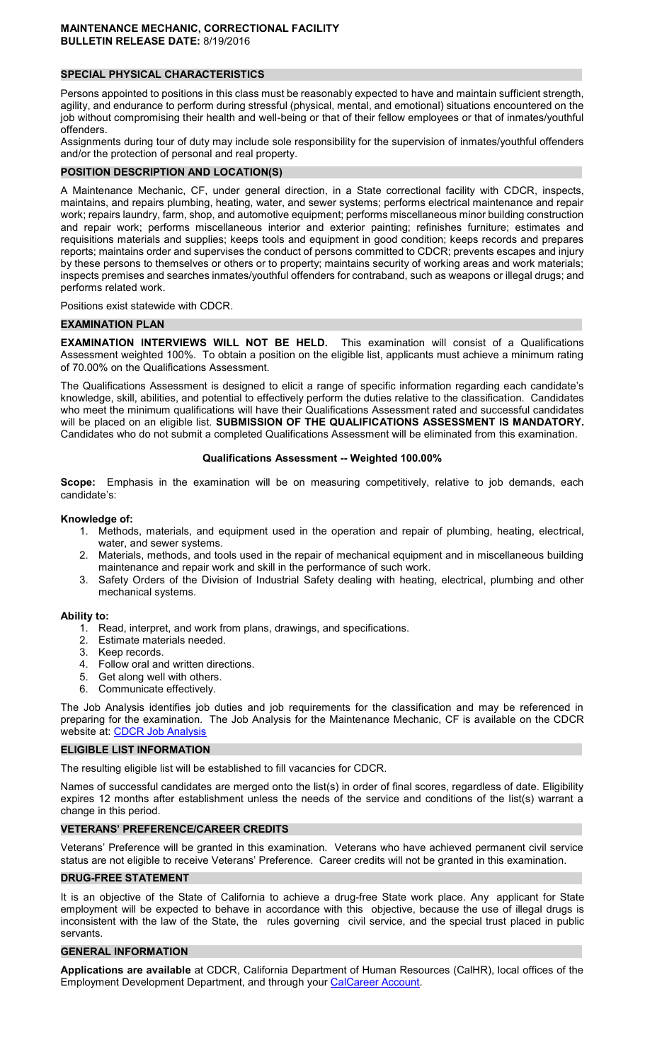**MAINTENANCE MECHANIC, CORRECTIONAL FACILITY**
**BULLETIN RELEASE DATE:** 8/19/2016

## SPECIAL PHYSICAL CHARACTERISTICS

Persons appointed to positions in this class must be reasonably expected to have and maintain sufficient strength, agility, and endurance to perform during stressful (physical, mental, and emotional) situations encountered on the job without compromising their health and well-being or that of their fellow employees or that of inmates/youthful offenders.

Assignments during tour of duty may include sole responsibility for the supervision of inmates/youthful offenders and/or the protection of personal and real property.

## POSITION DESCRIPTION AND LOCATION(S)

A Maintenance Mechanic, CF, under general direction, in a State correctional facility with CDCR, inspects, maintains, and repairs plumbing, heating, water, and sewer systems; performs electrical maintenance and repair work; repairs laundry, farm, shop, and automotive equipment; performs miscellaneous minor building construction and repair work; performs miscellaneous interior and exterior painting; refinishes furniture; estimates and requisitions materials and supplies; keeps tools and equipment in good condition; keeps records and prepares reports; maintains order and supervises the conduct of persons committed to CDCR; prevents escapes and injury by these persons to themselves or others or to property; maintains security of working areas and work materials; inspects premises and searches inmates/youthful offenders for contraband, such as weapons or illegal drugs; and performs related work.

Positions exist statewide with CDCR.

## EXAMINATION PLAN

**EXAMINATION INTERVIEWS WILL NOT BE HELD.** This examination will consist of a Qualifications Assessment weighted 100%. To obtain a position on the eligible list, applicants must achieve a minimum rating of 70.00% on the Qualifications Assessment.

The Qualifications Assessment is designed to elicit a range of specific information regarding each candidate's knowledge, skill, abilities, and potential to effectively perform the duties relative to the classification. Candidates who meet the minimum qualifications will have their Qualifications Assessment rated and successful candidates will be placed on an eligible list. **SUBMISSION OF THE QUALIFICATIONS ASSESSMENT IS MANDATORY.** Candidates who do not submit a completed Qualifications Assessment will be eliminated from this examination.

### Qualifications Assessment -- Weighted 100.00%

**Scope:** Emphasis in the examination will be on measuring competitively, relative to job demands, each candidate's:

**Knowledge of:**

1. Methods, materials, and equipment used in the operation and repair of plumbing, heating, electrical, water, and sewer systems.
2. Materials, methods, and tools used in the repair of mechanical equipment and in miscellaneous building maintenance and repair work and skill in the performance of such work.
3. Safety Orders of the Division of Industrial Safety dealing with heating, electrical, plumbing and other mechanical systems.

**Ability to:**

1. Read, interpret, and work from plans, drawings, and specifications.
2. Estimate materials needed.
3. Keep records.
4. Follow oral and written directions.
5. Get along well with others.
6. Communicate effectively.

The Job Analysis identifies job duties and job requirements for the classification and may be referenced in preparing for the examination. The Job Analysis for the Maintenance Mechanic, CF is available on the CDCR website at: CDCR Job Analysis

## ELIGIBLE LIST INFORMATION

The resulting eligible list will be established to fill vacancies for CDCR.

Names of successful candidates are merged onto the list(s) in order of final scores, regardless of date. Eligibility expires 12 months after establishment unless the needs of the service and conditions of the list(s) warrant a change in this period.

## VETERANS' PREFERENCE/CAREER CREDITS

Veterans' Preference will be granted in this examination. Veterans who have achieved permanent civil service status are not eligible to receive Veterans' Preference. Career credits will not be granted in this examination.

## DRUG-FREE STATEMENT

It is an objective of the State of California to achieve a drug-free State work place. Any applicant for State employment will be expected to behave in accordance with this objective, because the use of illegal drugs is inconsistent with the law of the State, the rules governing civil service, and the special trust placed in public servants.

## GENERAL INFORMATION

**Applications are available** at CDCR, California Department of Human Resources (CalHR), local offices of the Employment Development Department, and through your CalCareer Account.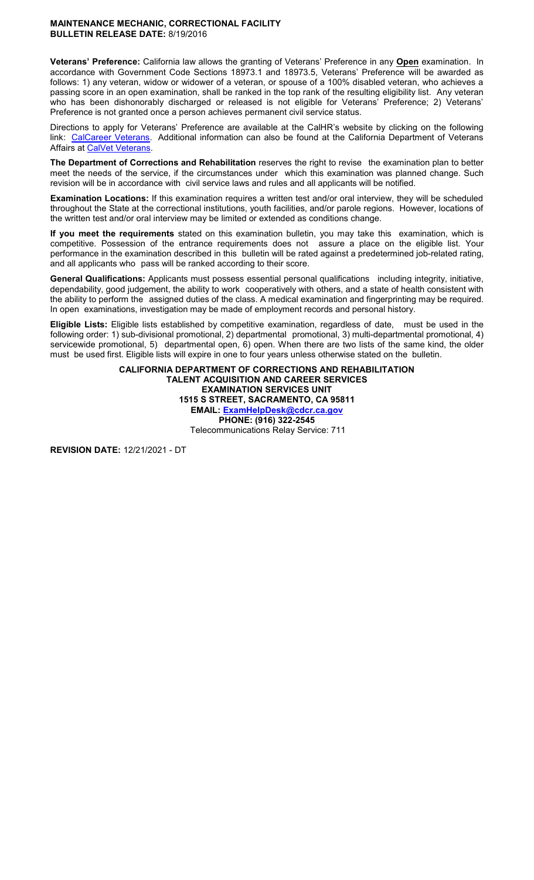**MAINTENANCE MECHANIC, CORRECTIONAL FACILITY**
**BULLETIN RELEASE DATE:** 8/19/2016

**Veterans' Preference:** California law allows the granting of Veterans' Preference in any **Open** examination. In accordance with Government Code Sections 18973.1 and 18973.5, Veterans' Preference will be awarded as follows: 1) any veteran, widow or widower of a veteran, or spouse of a 100% disabled veteran, who achieves a passing score in an open examination, shall be ranked in the top rank of the resulting eligibility list. Any veteran who has been dishonorably discharged or released is not eligible for Veterans' Preference; 2) Veterans' Preference is not granted once a person achieves permanent civil service status.

Directions to apply for Veterans' Preference are available at the CalHR's website by clicking on the following link: CalCareer Veterans. Additional information can also be found at the California Department of Veterans Affairs at CalVet Veterans.

**The Department of Corrections and Rehabilitation** reserves the right to revise the examination plan to better meet the needs of the service, if the circumstances under which this examination was planned change. Such revision will be in accordance with civil service laws and rules and all applicants will be notified.

**Examination Locations:** If this examination requires a written test and/or oral interview, they will be scheduled throughout the State at the correctional institutions, youth facilities, and/or parole regions. However, locations of the written test and/or oral interview may be limited or extended as conditions change.

**If you meet the requirements** stated on this examination bulletin, you may take this examination, which is competitive. Possession of the entrance requirements does not assure a place on the eligible list. Your performance in the examination described in this bulletin will be rated against a predetermined job-related rating, and all applicants who pass will be ranked according to their score.

**General Qualifications:** Applicants must possess essential personal qualifications including integrity, initiative, dependability, good judgement, the ability to work cooperatively with others, and a state of health consistent with the ability to perform the assigned duties of the class. A medical examination and fingerprinting may be required. In open examinations, investigation may be made of employment records and personal history.

**Eligible Lists:** Eligible lists established by competitive examination, regardless of date, must be used in the following order: 1) sub-divisional promotional, 2) departmental promotional, 3) multi-departmental promotional, 4) servicewide promotional, 5) departmental open, 6) open. When there are two lists of the same kind, the older must be used first. Eligible lists will expire in one to four years unless otherwise stated on the bulletin.

**CALIFORNIA DEPARTMENT OF CORRECTIONS AND REHABILITATION**
**TALENT ACQUISITION AND CAREER SERVICES**
**EXAMINATION SERVICES UNIT**
**1515 S STREET, SACRAMENTO, CA 95811**
**EMAIL: ExamHelpDesk@cdcr.ca.gov**
**PHONE: (916) 322-2545**
Telecommunications Relay Service: 711

**REVISION DATE:** 12/21/2021 - DT